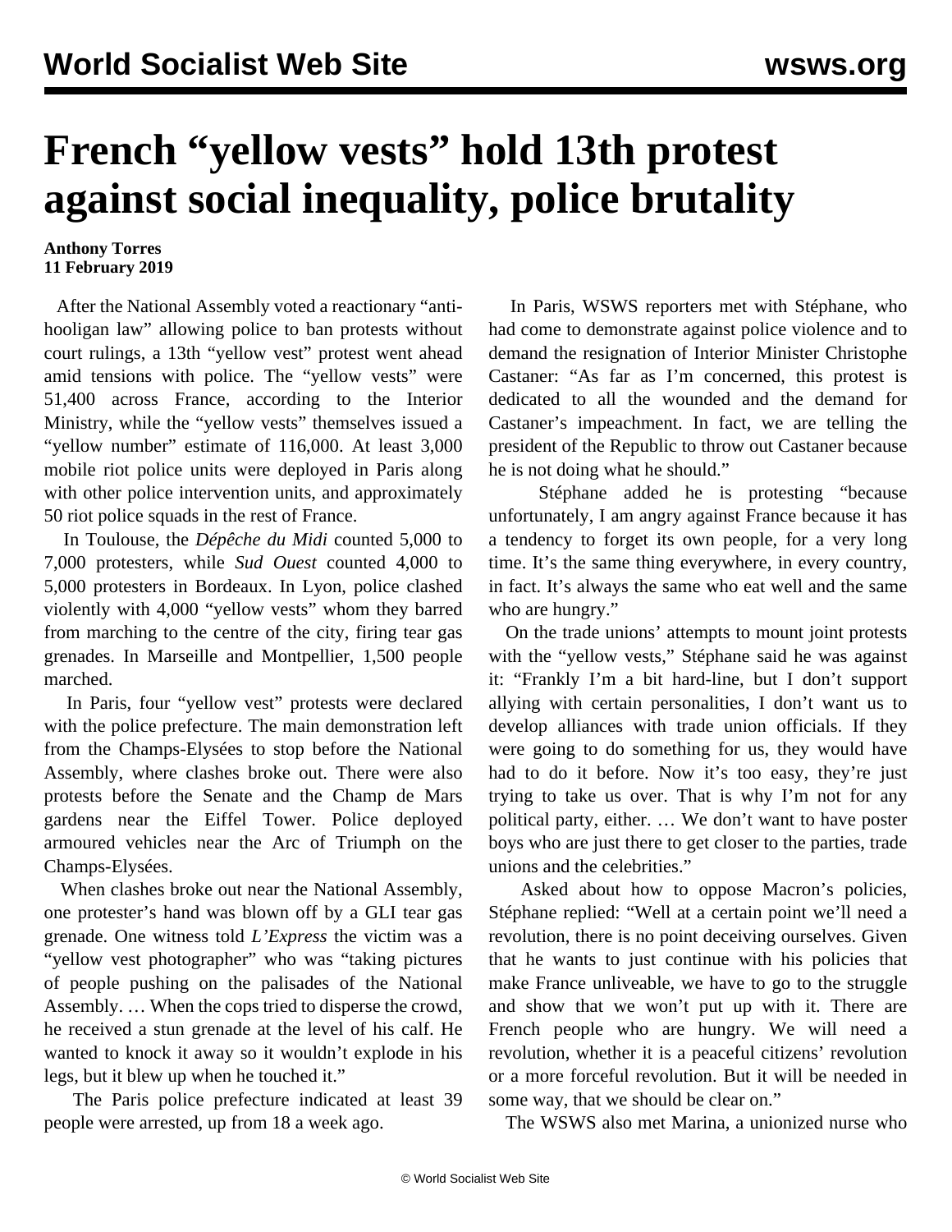# French "yellow vests" hold 13th protest against social inequality, police brutality

**Anthony Torres**
**11 February 2019**

After the National Assembly voted a reactionary "anti-hooligan law" allowing police to ban protests without court rulings, a 13th "yellow vest" protest went ahead amid tensions with police. The "yellow vests" were 51,400 across France, according to the Interior Ministry, while the "yellow vests" themselves issued a "yellow number" estimate of 116,000. At least 3,000 mobile riot police units were deployed in Paris along with other police intervention units, and approximately 50 riot police squads in the rest of France.

In Toulouse, the *Dépêche du Midi* counted 5,000 to 7,000 protesters, while *Sud Ouest* counted 4,000 to 5,000 protesters in Bordeaux. In Lyon, police clashed violently with 4,000 "yellow vests" whom they barred from marching to the centre of the city, firing tear gas grenades. In Marseille and Montpellier, 1,500 people marched.

In Paris, four "yellow vest" protests were declared with the police prefecture. The main demonstration left from the Champs-Elysées to stop before the National Assembly, where clashes broke out. There were also protests before the Senate and the Champ de Mars gardens near the Eiffel Tower. Police deployed armoured vehicles near the Arc of Triumph on the Champs-Elysées.

When clashes broke out near the National Assembly, one protester's hand was blown off by a GLI tear gas grenade. One witness told *L'Express* the victim was a "yellow vest photographer" who was "taking pictures of people pushing on the palisades of the National Assembly. … When the cops tried to disperse the crowd, he received a stun grenade at the level of his calf. He wanted to knock it away so it wouldn't explode in his legs, but it blew up when he touched it."

The Paris police prefecture indicated at least 39 people were arrested, up from 18 a week ago.

In Paris, WSWS reporters met with Stéphane, who had come to demonstrate against police violence and to demand the resignation of Interior Minister Christophe Castaner: "As far as I'm concerned, this protest is dedicated to all the wounded and the demand for Castaner's impeachment. In fact, we are telling the president of the Republic to throw out Castaner because he is not doing what he should."

Stéphane added he is protesting "because unfortunately, I am angry against France because it has a tendency to forget its own people, for a very long time. It's the same thing everywhere, in every country, in fact. It's always the same who eat well and the same who are hungry."

On the trade unions' attempts to mount joint protests with the "yellow vests," Stéphane said he was against it: "Frankly I'm a bit hard-line, but I don't support allying with certain personalities, I don't want us to develop alliances with trade union officials. If they were going to do something for us, they would have had to do it before. Now it's too easy, they're just trying to take us over. That is why I'm not for any political party, either. … We don't want to have poster boys who are just there to get closer to the parties, trade unions and the celebrities."

Asked about how to oppose Macron's policies, Stéphane replied: "Well at a certain point we'll need a revolution, there is no point deceiving ourselves. Given that he wants to just continue with his policies that make France unliveable, we have to go to the struggle and show that we won't put up with it. There are French people who are hungry. We will need a revolution, whether it is a peaceful citizens' revolution or a more forceful revolution. But it will be needed in some way, that we should be clear on."

The WSWS also met Marina, a unionized nurse who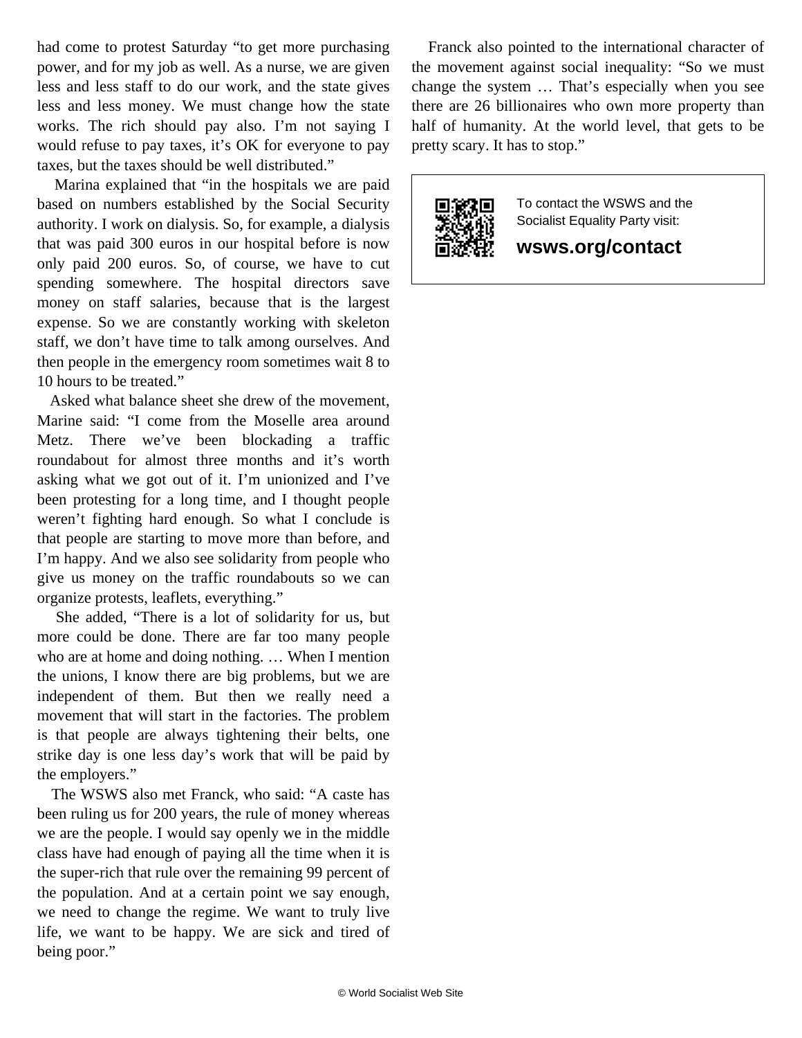had come to protest Saturday "to get more purchasing power, and for my job as well. As a nurse, we are given less and less staff to do our work, and the state gives less and less money. We must change how the state works. The rich should pay also. I'm not saying I would refuse to pay taxes, it's OK for everyone to pay taxes, but the taxes should be well distributed."

Marina explained that "in the hospitals we are paid based on numbers established by the Social Security authority. I work on dialysis. So, for example, a dialysis that was paid 300 euros in our hospital before is now only paid 200 euros. So, of course, we have to cut spending somewhere. The hospital directors save money on staff salaries, because that is the largest expense. So we are constantly working with skeleton staff, we don't have time to talk among ourselves. And then people in the emergency room sometimes wait 8 to 10 hours to be treated."

Asked what balance sheet she drew of the movement, Marine said: "I come from the Moselle area around Metz. There we've been blockading a traffic roundabout for almost three months and it's worth asking what we got out of it. I'm unionized and I've been protesting for a long time, and I thought people weren't fighting hard enough. So what I conclude is that people are starting to move more than before, and I'm happy. And we also see solidarity from people who give us money on the traffic roundabouts so we can organize protests, leaflets, everything."

She added, "There is a lot of solidarity for us, but more could be done. There are far too many people who are at home and doing nothing. … When I mention the unions, I know there are big problems, but we are independent of them. But then we really need a movement that will start in the factories. The problem is that people are always tightening their belts, one strike day is one less day's work that will be paid by the employers."

The WSWS also met Franck, who said: "A caste has been ruling us for 200 years, the rule of money whereas we are the people. I would say openly we in the middle class have had enough of paying all the time when it is the super-rich that rule over the remaining 99 percent of the population. And at a certain point we say enough, we need to change the regime. We want to truly live life, we want to be happy. We are sick and tired of being poor."

Franck also pointed to the international character of the movement against social inequality: "So we must change the system … That's especially when you see there are 26 billionaires who own more property than half of humanity. At the world level, that gets to be pretty scary. It has to stop."

To contact the WSWS and the Socialist Equality Party visit:

**wsws.org/contact**